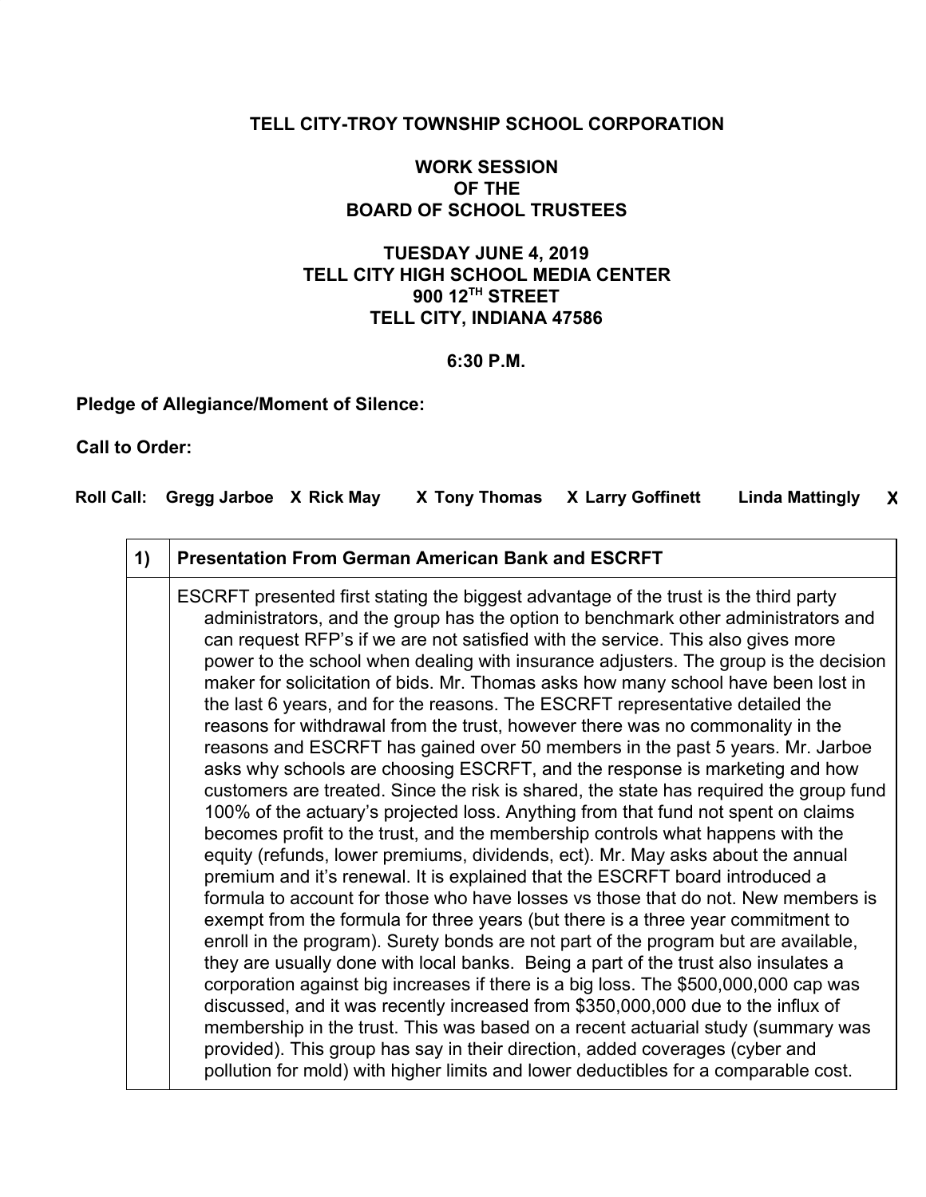**TELL CITY-TROY TOWNSHIP SCHOOL CORPORATION**

**WORK SESSION**
**OF THE**
**BOARD OF SCHOOL TRUSTEES**

**TUESDAY JUNE 4, 2019**
**TELL CITY HIGH SCHOOL MEDIA CENTER**
**900 12TH STREET**
**TELL CITY, INDIANA 47586**

**6:30 P.M.**

**Pledge of Allegiance/Moment of Silence:**

**Call to Order:**

**Roll Call:** Gregg Jarboe X Rick May X Tony Thomas X Larry Goffinett Linda Mattingly X

| 1) | **Presentation From German American Bank and ESCRFT** |
|---|---|
| | ESCRFT presented first stating the biggest advantage of the trust is the third party administrators, and the group has the option to benchmark other administrators and can request RFP's if we are not satisfied with the service. This also gives more power to the school when dealing with insurance adjusters. The group is the decision maker for solicitation of bids. Mr. Thomas asks how many school have been lost in the last 6 years, and for the reasons. The ESCRFT representative detailed the reasons for withdrawal from the trust, however there was no commonality in the reasons and ESCRFT has gained over 50 members in the past 5 years. Mr. Jarboe asks why schools are choosing ESCRFT, and the response is marketing and how customers are treated. Since the risk is shared, the state has required the group fund 100% of the actuary's projected loss. Anything from that fund not spent on claims becomes profit to the trust, and the membership controls what happens with the equity (refunds, lower premiums, dividends, ect). Mr. May asks about the annual premium and it's renewal. It is explained that the ESCRFT board introduced a formula to account for those who have losses vs those that do not. New members is exempt from the formula for three years (but there is a three year commitment to enroll in the program). Surety bonds are not part of the program but are available, they are usually done with local banks. Being a part of the trust also insulates a corporation against big increases if there is a big loss. The $500,000,000 cap was discussed, and it was recently increased from $350,000,000 due to the influx of membership in the trust. This was based on a recent actuarial study (summary was provided). This group has say in their direction, added coverages (cyber and pollution for mold) with higher limits and lower deductibles for a comparable cost. |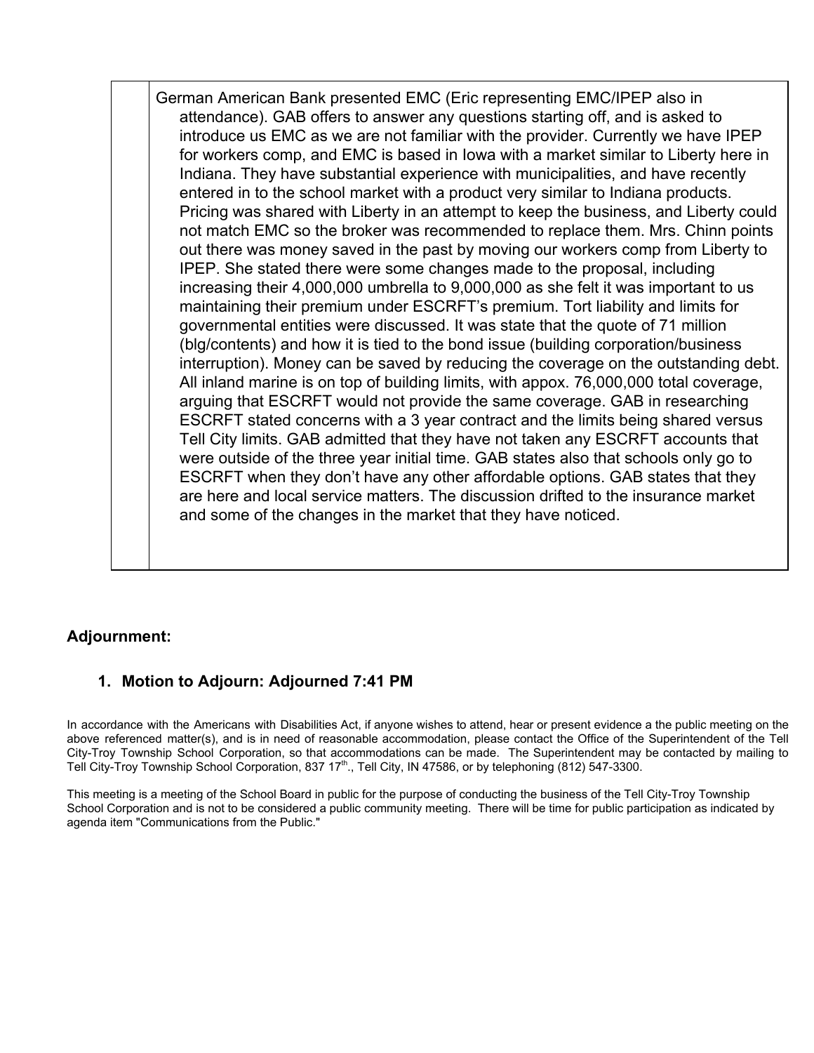| | |
|---|---|
| | German American Bank presented EMC (Eric representing EMC/IPEP also in attendance). GAB offers to answer any questions starting off, and is asked to introduce us EMC as we are not familiar with the provider. Currently we have IPEP for workers comp, and EMC is based in Iowa with a market similar to Liberty here in Indiana. They have substantial experience with municipalities, and have recently entered in to the school market with a product very similar to Indiana products. Pricing was shared with Liberty in an attempt to keep the business, and Liberty could not match EMC so the broker was recommended to replace them. Mrs. Chinn points out there was money saved in the past by moving our workers comp from Liberty to IPEP. She stated there were some changes made to the proposal, including increasing their 4,000,000 umbrella to 9,000,000 as she felt it was important to us maintaining their premium under ESCRFT's premium. Tort liability and limits for governmental entities were discussed. It was state that the quote of 71 million (blg/contents) and how it is tied to the bond issue (building corporation/business interruption). Money can be saved by reducing the coverage on the outstanding debt. All inland marine is on top of building limits, with appox. 76,000,000 total coverage, arguing that ESCRFT would not provide the same coverage. GAB in researching ESCRFT stated concerns with a 3 year contract and the limits being shared versus Tell City limits. GAB admitted that they have not taken any ESCRFT accounts that were outside of the three year initial time. GAB states also that schools only go to ESCRFT when they don't have any other affordable options. GAB states that they are here and local service matters. The discussion drifted to the insurance market and some of the changes in the market that they have noticed. |

## Adjournment:

1. **Motion to Adjourn: Adjourned 7:41 PM**

In accordance with the Americans with Disabilities Act, if anyone wishes to attend, hear or present evidence a the public meeting on the above referenced matter(s), and is in need of reasonable accommodation, please contact the Office of the Superintendent of the Tell City-Troy Township School Corporation, so that accommodations can be made. The Superintendent may be contacted by mailing to Tell City-Troy Township School Corporation, 837 17th., Tell City, IN 47586, or by telephoning (812) 547-3300.

This meeting is a meeting of the School Board in public for the purpose of conducting the business of the Tell City-Troy Township School Corporation and is not to be considered a public community meeting. There will be time for public participation as indicated by agenda item "Communications from the Public."